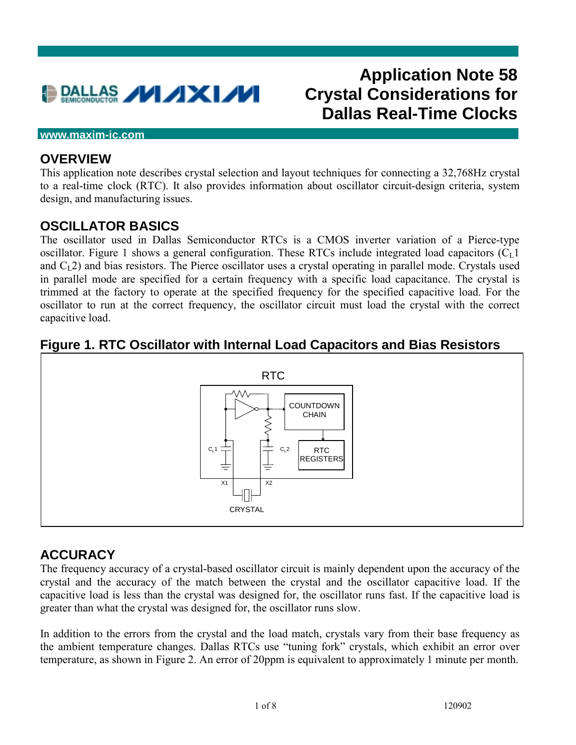# Application Note 58
# Crystal Considerations for Dallas Real-Time Clocks

www.maxim-ic.com

## OVERVIEW

This application note describes crystal selection and layout techniques for connecting a 32,768Hz crystal to a real-time clock (RTC). It also provides information about oscillator circuit-design criteria, system design, and manufacturing issues.

## OSCILLATOR BASICS

The oscillator used in Dallas Semiconductor RTCs is a CMOS inverter variation of a Pierce-type oscillator. Figure 1 shows a general configuration. These RTCs include integrated load capacitors ($C_L1$ and $C_L2$) and bias resistors. The Pierce oscillator uses a crystal operating in parallel mode. Crystals used in parallel mode are specified for a certain frequency with a specific load capacitance. The crystal is trimmed at the factory to operate at the specified frequency for the specified capacitive load. For the oscillator to run at the correct frequency, the oscillator circuit must load the crystal with the correct capacitive load.

### Figure 1. RTC Oscillator with Internal Load Capacitors and Bias Resistors

## ACCURACY

The frequency accuracy of a crystal-based oscillator circuit is mainly dependent upon the accuracy of the crystal and the accuracy of the match between the crystal and the oscillator capacitive load. If the capacitive load is less than the crystal was designed for, the oscillator runs fast. If the capacitive load is greater than what the crystal was designed for, the oscillator runs slow.

In addition to the errors from the crystal and the load match, crystals vary from their base frequency as the ambient temperature changes. Dallas RTCs use "tuning fork" crystals, which exhibit an error over temperature, as shown in Figure 2. An error of 20ppm is equivalent to approximately 1 minute per month.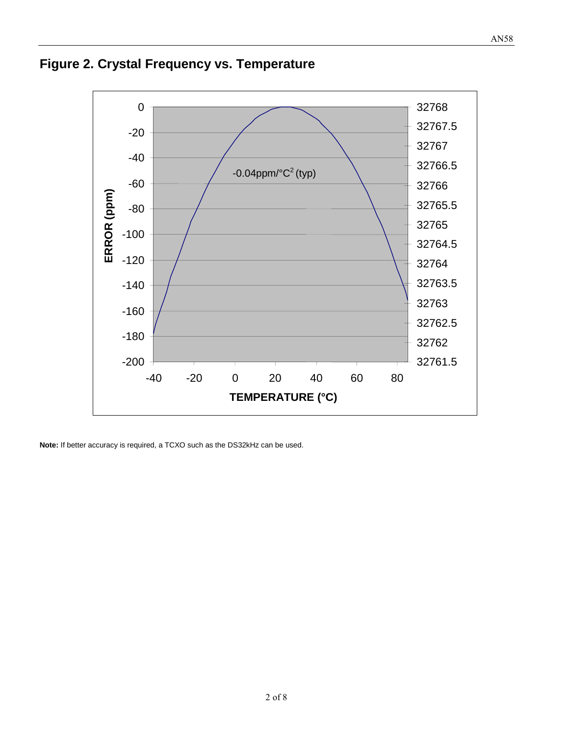# Figure 2. Crystal Frequency vs. Temperature

**Note:** If better accuracy is required, a TCXO such as the DS32kHz can be used.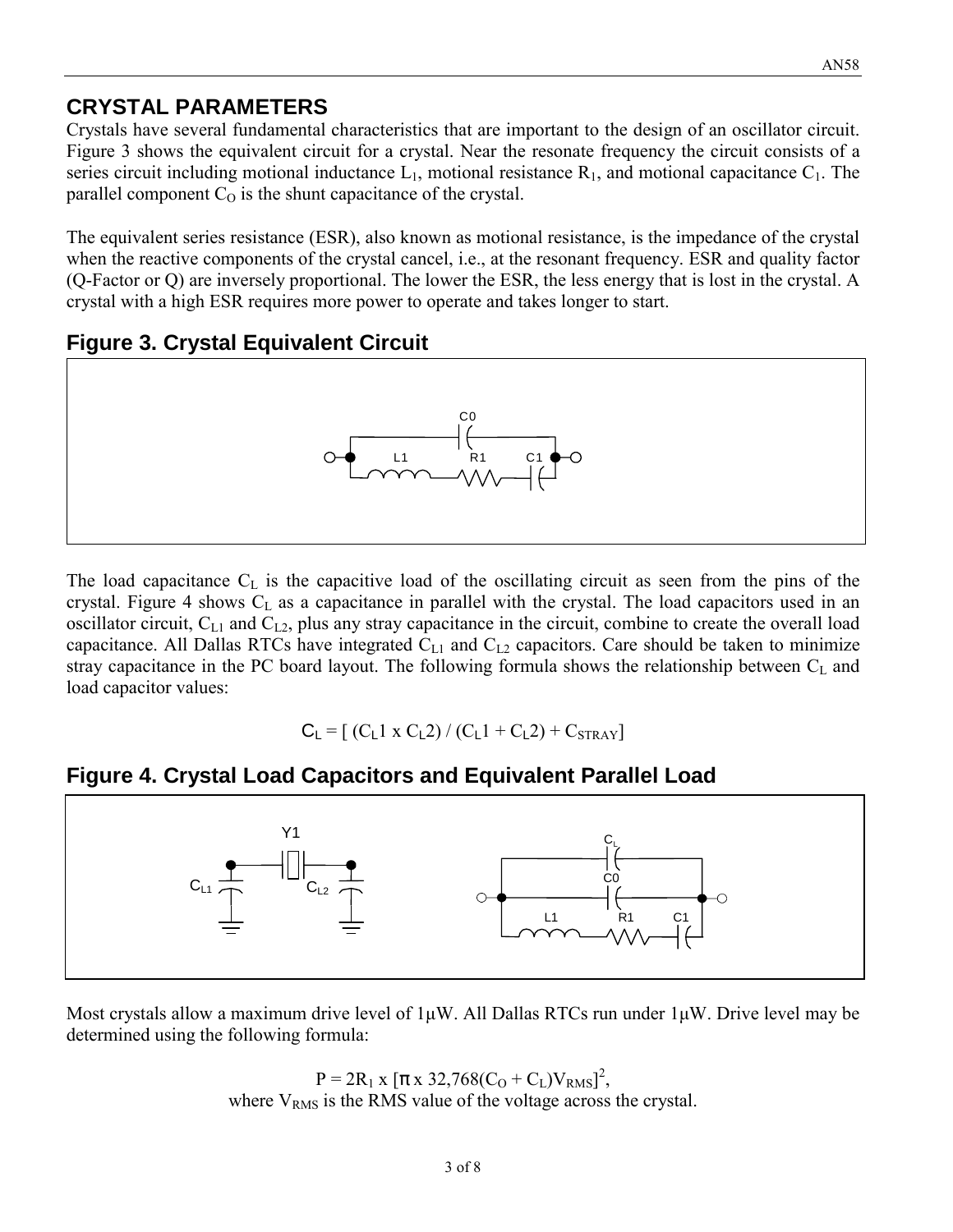## CRYSTAL PARAMETERS

Crystals have several fundamental characteristics that are important to the design of an oscillator circuit. Figure 3 shows the equivalent circuit for a crystal. Near the resonate frequency the circuit consists of a series circuit including motional inductance $L_1$, motional resistance $R_1$, and motional capacitance $C_1$. The parallel component $C_O$ is the shunt capacitance of the crystal.

The equivalent series resistance (ESR), also known as motional resistance, is the impedance of the crystal when the reactive components of the crystal cancel, i.e., at the resonant frequency. ESR and quality factor (Q-Factor or Q) are inversely proportional. The lower the ESR, the less energy that is lost in the crystal. A crystal with a high ESR requires more power to operate and takes longer to start.

## Figure 3. Crystal Equivalent Circuit

The load capacitance $C_L$ is the capacitive load of the oscillating circuit as seen from the pins of the crystal. Figure 4 shows $C_L$ as a capacitance in parallel with the crystal. The load capacitors used in an oscillator circuit, $C_{L1}$ and $C_{L2}$, plus any stray capacitance in the circuit, combine to create the overall load capacitance. All Dallas RTCs have integrated $C_{L1}$ and $C_{L2}$ capacitors. Care should be taken to minimize stray capacitance in the PC board layout. The following formula shows the relationship between $C_L$ and load capacitor values:

$$C_L = [ (C_L1 \times C_L2) / (C_L1 + C_L2) + C_{STRAY}]$$

## Figure 4. Crystal Load Capacitors and Equivalent Parallel Load

Most crystals allow a maximum drive level of 1µW. All Dallas RTCs run under 1µW. Drive level may be determined using the following formula:

$$P = 2R_1 \times [\pi \times 32{,}768(C_O + C_L)V_{RMS}]^2,$$

where $V_{RMS}$ is the RMS value of the voltage across the crystal.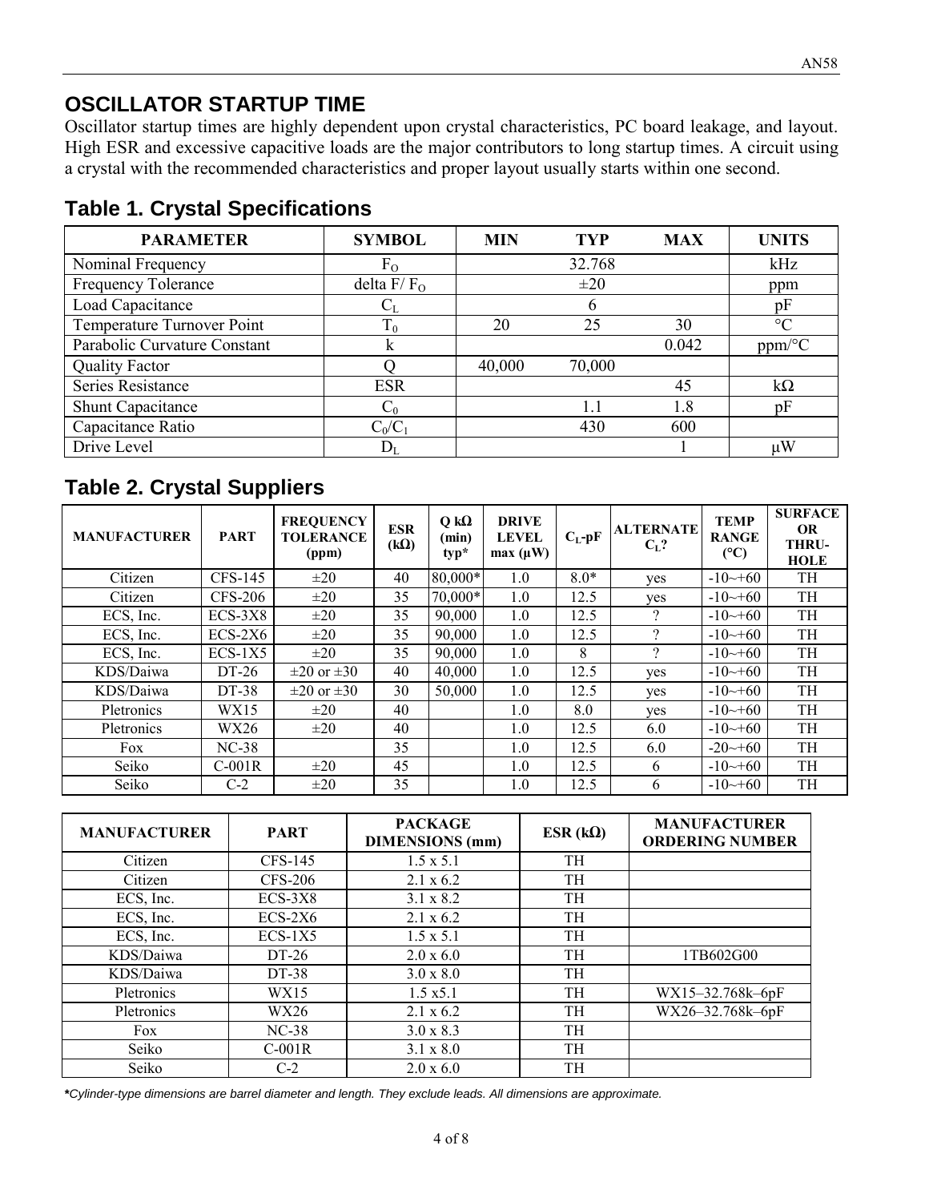## OSCILLATOR STARTUP TIME

Oscillator startup times are highly dependent upon crystal characteristics, PC board leakage, and layout. High ESR and excessive capacitive loads are the major contributors to long startup times. A circuit using a crystal with the recommended characteristics and proper layout usually starts within one second.

## Table 1. Crystal Specifications

| PARAMETER | SYMBOL | MIN | TYP | MAX | UNITS |
|---|---|---|---|---|---|
| Nominal Frequency | $F_O$ | | 32.768 | | kHz |
| Frequency Tolerance | delta $F/F_O$ | | ±20 | | ppm |
| Load Capacitance | $C_L$ | | 6 | | pF |
| Temperature Turnover Point | $T_0$ | 20 | 25 | 30 | °C |
| Parabolic Curvature Constant | k | | | 0.042 | ppm/°C |
| Quality Factor | Q | 40,000 | 70,000 | | |
| Series Resistance | ESR | | | 45 | kΩ |
| Shunt Capacitance | $C_0$ | | 1.1 | 1.8 | pF |
| Capacitance Ratio | $C_0/C_1$ | | 430 | 600 | |
| Drive Level | $D_L$ | | | 1 | μW |

## Table 2. Crystal Suppliers

| MANUFACTURER | PART | FREQUENCY TOLERANCE (ppm) | ESR (kΩ) | Q kΩ (min) typ* | DRIVE LEVEL max (μW) | $C_L$-pF | ALTERNATE $C_L$? | TEMP RANGE (°C) | SURFACE OR THRU-HOLE |
|---|---|---|---|---|---|---|---|---|---|
| Citizen | CFS-145 | ±20 | 40 | 80,000* | 1.0 | 8.0* | yes | -10~+60 | TH |
| Citizen | CFS-206 | ±20 | 35 | 70,000* | 1.0 | 12.5 | yes | -10~+60 | TH |
| ECS, Inc. | ECS-3X8 | ±20 | 35 | 90,000 | 1.0 | 12.5 | ? | -10~+60 | TH |
| ECS, Inc. | ECS-2X6 | ±20 | 35 | 90,000 | 1.0 | 12.5 | ? | -10~+60 | TH |
| ECS, Inc. | ECS-1X5 | ±20 | 35 | 90,000 | 1.0 | 8 | ? | -10~+60 | TH |
| KDS/Daiwa | DT-26 | ±20 or ±30 | 40 | 40,000 | 1.0 | 12.5 | yes | -10~+60 | TH |
| KDS/Daiwa | DT-38 | ±20 or ±30 | 30 | 50,000 | 1.0 | 12.5 | yes | -10~+60 | TH |
| Pletronics | WX15 | ±20 | 40 | | 1.0 | 8.0 | yes | -10~+60 | TH |
| Pletronics | WX26 | ±20 | 40 | | 1.0 | 12.5 | 6.0 | -10~+60 | TH |
| Fox | NC-38 | | 35 | | 1.0 | 12.5 | 6.0 | -20~+60 | TH |
| Seiko | C-001R | ±20 | 45 | | 1.0 | 12.5 | 6 | -10~+60 | TH |
| Seiko | C-2 | ±20 | 35 | | 1.0 | 12.5 | 6 | -10~+60 | TH |

| MANUFACTURER | PART | PACKAGE DIMENSIONS (mm) | ESR (kΩ) | MANUFACTURER ORDERING NUMBER |
|---|---|---|---|---|
| Citizen | CFS-145 | 1.5 x 5.1 | TH | |
| Citizen | CFS-206 | 2.1 x 6.2 | TH | |
| ECS, Inc. | ECS-3X8 | 3.1 x 8.2 | TH | |
| ECS, Inc. | ECS-2X6 | 2.1 x 6.2 | TH | |
| ECS, Inc. | ECS-1X5 | 1.5 x 5.1 | TH | |
| KDS/Daiwa | DT-26 | 2.0 x 6.0 | TH | 1TB602G00 |
| KDS/Daiwa | DT-38 | 3.0 x 8.0 | TH | |
| Pletronics | WX15 | 1.5 x5.1 | TH | WX15–32.768k–6pF |
| Pletronics | WX26 | 2.1 x 6.2 | TH | WX26–32.768k–6pF |
| Fox | NC-38 | 3.0 x 8.3 | TH | |
| Seiko | C-001R | 3.1 x 8.0 | TH | |
| Seiko | C-2 | 2.0 x 6.0 | TH | |

***Cylinder-type dimensions are barrel diameter and length. They exclude leads. All dimensions are approximate.***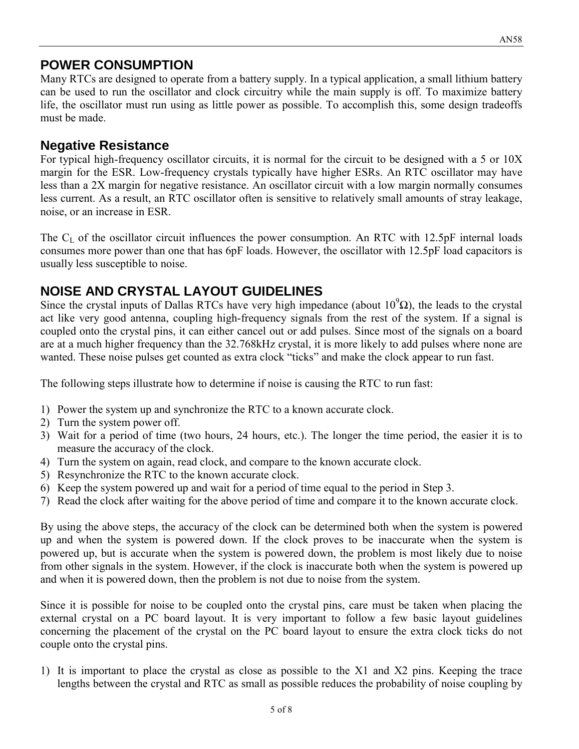## POWER CONSUMPTION

Many RTCs are designed to operate from a battery supply. In a typical application, a small lithium battery can be used to run the oscillator and clock circuitry while the main supply is off. To maximize battery life, the oscillator must run using as little power as possible. To accomplish this, some design tradeoffs must be made.

### Negative Resistance

For typical high-frequency oscillator circuits, it is normal for the circuit to be designed with a 5 or 10X margin for the ESR. Low-frequency crystals typically have higher ESRs. An RTC oscillator may have less than a 2X margin for negative resistance. An oscillator circuit with a low margin normally consumes less current. As a result, an RTC oscillator often is sensitive to relatively small amounts of stray leakage, noise, or an increase in ESR.

The $C_L$ of the oscillator circuit influences the power consumption. An RTC with 12.5pF internal loads consumes more power than one that has 6pF loads. However, the oscillator with 12.5pF load capacitors is usually less susceptible to noise.

## NOISE AND CRYSTAL LAYOUT GUIDELINES

Since the crystal inputs of Dallas RTCs have very high impedance (about $10^9\Omega$), the leads to the crystal act like very good antenna, coupling high-frequency signals from the rest of the system. If a signal is coupled onto the crystal pins, it can either cancel out or add pulses. Since most of the signals on a board are at a much higher frequency than the 32.768kHz crystal, it is more likely to add pulses where none are wanted. These noise pulses get counted as extra clock "ticks" and make the clock appear to run fast.

The following steps illustrate how to determine if noise is causing the RTC to run fast:

1) Power the system up and synchronize the RTC to a known accurate clock.
2) Turn the system power off.
3) Wait for a period of time (two hours, 24 hours, etc.). The longer the time period, the easier it is to measure the accuracy of the clock.
4) Turn the system on again, read clock, and compare to the known accurate clock.
5) Resynchronize the RTC to the known accurate clock.
6) Keep the system powered up and wait for a period of time equal to the period in Step 3.
7) Read the clock after waiting for the above period of time and compare it to the known accurate clock.

By using the above steps, the accuracy of the clock can be determined both when the system is powered up and when the system is powered down. If the clock proves to be inaccurate when the system is powered up, but is accurate when the system is powered down, the problem is most likely due to noise from other signals in the system. However, if the clock is inaccurate both when the system is powered up and when it is powered down, then the problem is not due to noise from the system.

Since it is possible for noise to be coupled onto the crystal pins, care must be taken when placing the external crystal on a PC board layout. It is very important to follow a few basic layout guidelines concerning the placement of the crystal on the PC board layout to ensure the extra clock ticks do not couple onto the crystal pins.

1) It is important to place the crystal as close as possible to the X1 and X2 pins. Keeping the trace lengths between the crystal and RTC as small as possible reduces the probability of noise coupling by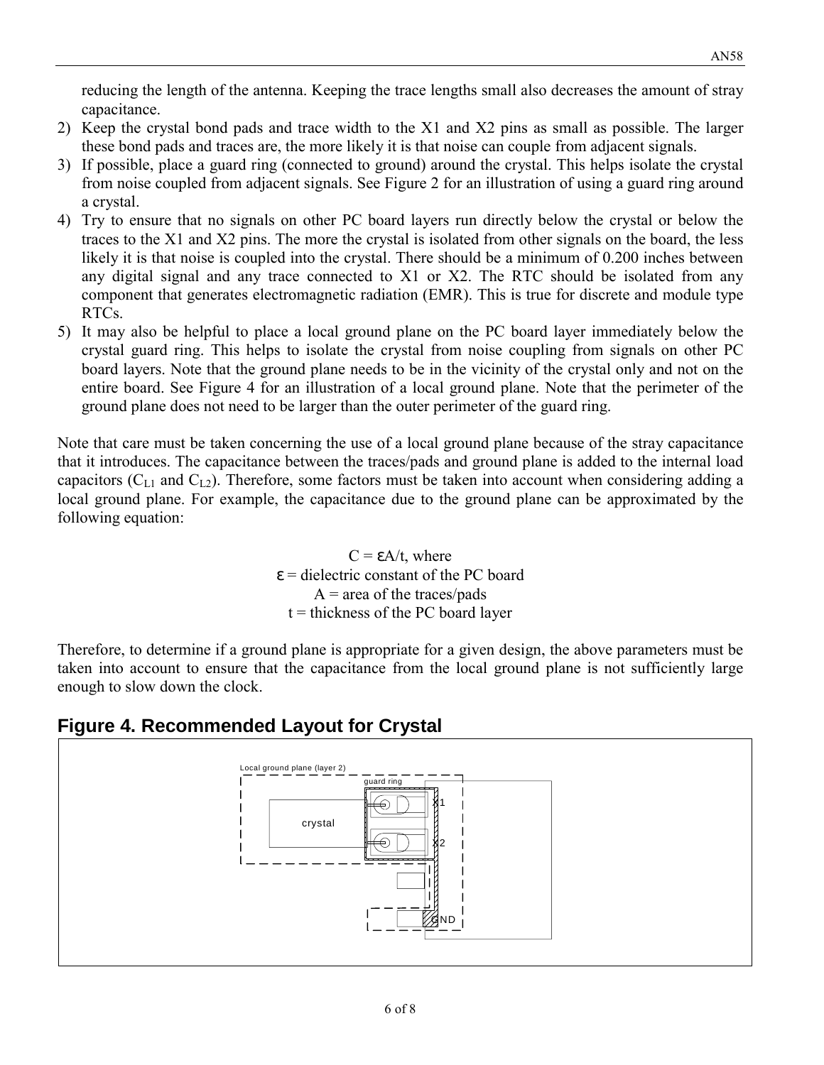reducing the length of the antenna. Keeping the trace lengths small also decreases the amount of stray capacitance.

2) Keep the crystal bond pads and trace width to the X1 and X2 pins as small as possible. The larger these bond pads and traces are, the more likely it is that noise can couple from adjacent signals.
3) If possible, place a guard ring (connected to ground) around the crystal. This helps isolate the crystal from noise coupled from adjacent signals. See Figure 2 for an illustration of using a guard ring around a crystal.
4) Try to ensure that no signals on other PC board layers run directly below the crystal or below the traces to the X1 and X2 pins. The more the crystal is isolated from other signals on the board, the less likely it is that noise is coupled into the crystal. There should be a minimum of 0.200 inches between any digital signal and any trace connected to X1 or X2. The RTC should be isolated from any component that generates electromagnetic radiation (EMR). This is true for discrete and module type RTCs.
5) It may also be helpful to place a local ground plane on the PC board layer immediately below the crystal guard ring. This helps to isolate the crystal from noise coupling from signals on other PC board layers. Note that the ground plane needs to be in the vicinity of the crystal only and not on the entire board. See Figure 4 for an illustration of a local ground plane. Note that the perimeter of the ground plane does not need to be larger than the outer perimeter of the guard ring.

Note that care must be taken concerning the use of a local ground plane because of the stray capacitance that it introduces. The capacitance between the traces/pads and ground plane is added to the internal load capacitors ($C_{L1}$ and $C_{L2}$). Therefore, some factors must be taken into account when considering adding a local ground plane. For example, the capacitance due to the ground plane can be approximated by the following equation:

$$C = \varepsilon A/t, \text{ where}$$

$\varepsilon$ = dielectric constant of the PC board
$A$ = area of the traces/pads
$t$ = thickness of the PC board layer

Therefore, to determine if a ground plane is appropriate for a given design, the above parameters must be taken into account to ensure that the capacitance from the local ground plane is not sufficiently large enough to slow down the clock.

## Figure 4. Recommended Layout for Crystal

Local ground plane (layer 2)

guard ring

crystal

X1

X2

GND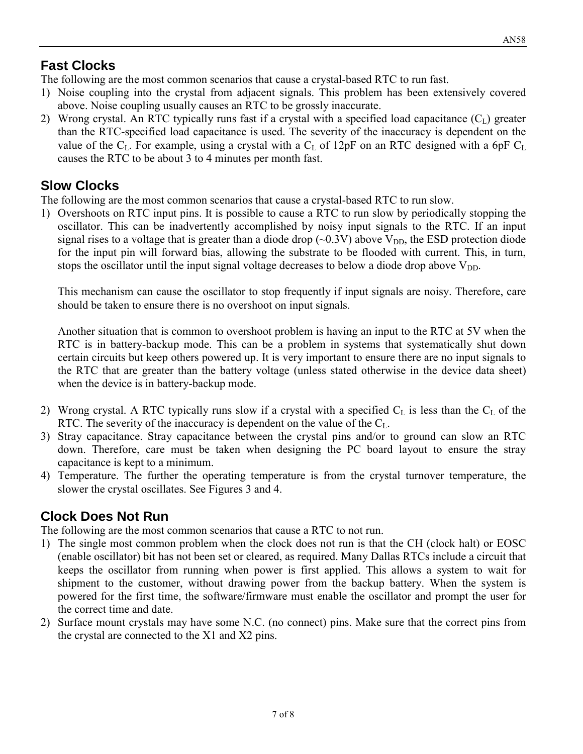## Fast Clocks

The following are the most common scenarios that cause a crystal-based RTC to run fast.

1) Noise coupling into the crystal from adjacent signals. This problem has been extensively covered above. Noise coupling usually causes an RTC to be grossly inaccurate.
2) Wrong crystal. An RTC typically runs fast if a crystal with a specified load capacitance ($C_L$) greater than the RTC-specified load capacitance is used. The severity of the inaccuracy is dependent on the value of the $C_L$. For example, using a crystal with a $C_L$ of 12pF on an RTC designed with a 6pF $C_L$ causes the RTC to be about 3 to 4 minutes per month fast.

## Slow Clocks

The following are the most common scenarios that cause a crystal-based RTC to run slow.

1) Overshoots on RTC input pins. It is possible to cause a RTC to run slow by periodically stopping the oscillator. This can be inadvertently accomplished by noisy input signals to the RTC. If an input signal rises to a voltage that is greater than a diode drop (~0.3V) above $V_{DD}$, the ESD protection diode for the input pin will forward bias, allowing the substrate to be flooded with current. This, in turn, stops the oscillator until the input signal voltage decreases to below a diode drop above $V_{DD}$.

   This mechanism can cause the oscillator to stop frequently if input signals are noisy. Therefore, care should be taken to ensure there is no overshoot on input signals.

   Another situation that is common to overshoot problem is having an input to the RTC at 5V when the RTC is in battery-backup mode. This can be a problem in systems that systematically shut down certain circuits but keep others powered up. It is very important to ensure there are no input signals to the RTC that are greater than the battery voltage (unless stated otherwise in the device data sheet) when the device is in battery-backup mode.

2) Wrong crystal. A RTC typically runs slow if a crystal with a specified $C_L$ is less than the $C_L$ of the RTC. The severity of the inaccuracy is dependent on the value of the $C_L$.
3) Stray capacitance. Stray capacitance between the crystal pins and/or to ground can slow an RTC down. Therefore, care must be taken when designing the PC board layout to ensure the stray capacitance is kept to a minimum.
4) Temperature. The further the operating temperature is from the crystal turnover temperature, the slower the crystal oscillates. See Figures 3 and 4.

## Clock Does Not Run

The following are the most common scenarios that cause a RTC to not run.

1) The single most common problem when the clock does not run is that the CH (clock halt) or EOSC (enable oscillator) bit has not been set or cleared, as required. Many Dallas RTCs include a circuit that keeps the oscillator from running when power is first applied. This allows a system to wait for shipment to the customer, without drawing power from the backup battery. When the system is powered for the first time, the software/firmware must enable the oscillator and prompt the user for the correct time and date.
2) Surface mount crystals may have some N.C. (no connect) pins. Make sure that the correct pins from the crystal are connected to the X1 and X2 pins.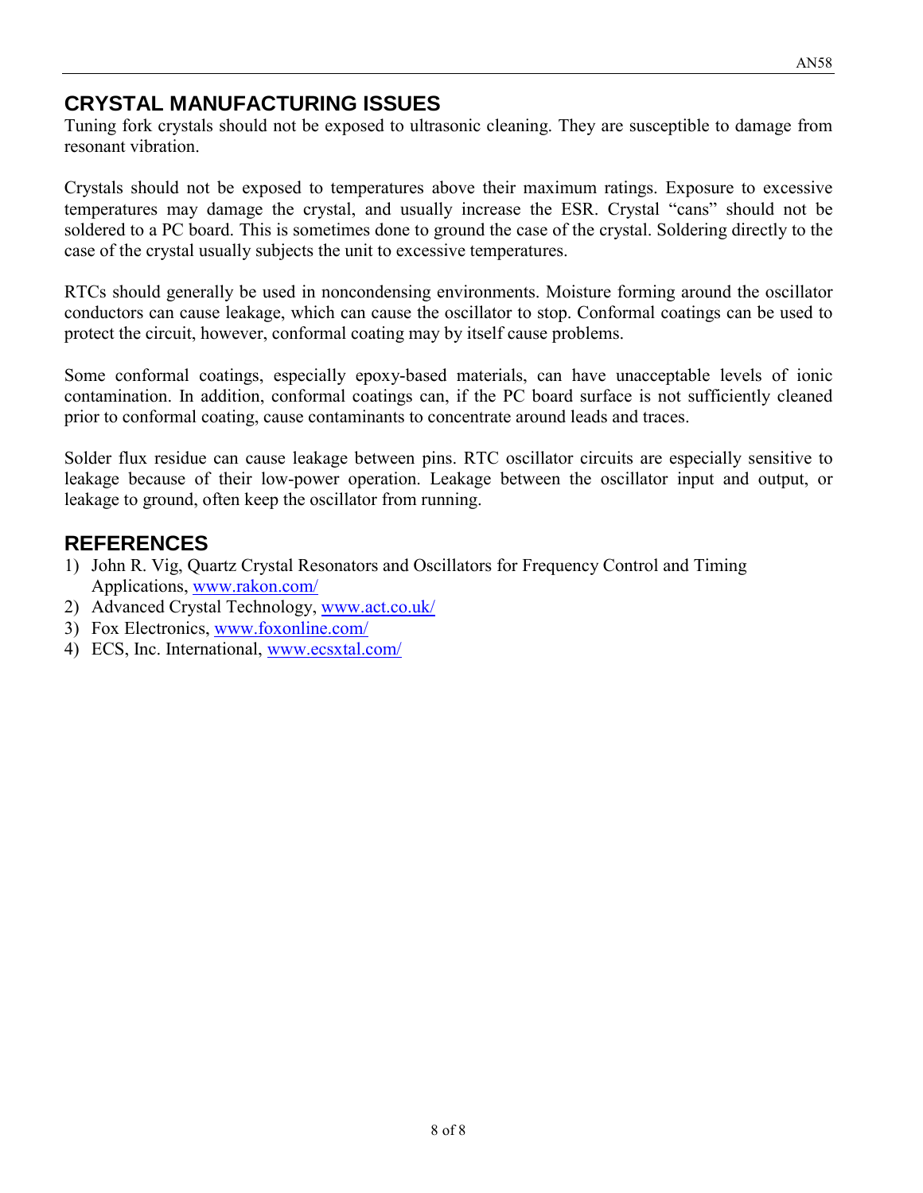## CRYSTAL MANUFACTURING ISSUES

Tuning fork crystals should not be exposed to ultrasonic cleaning. They are susceptible to damage from resonant vibration.

Crystals should not be exposed to temperatures above their maximum ratings. Exposure to excessive temperatures may damage the crystal, and usually increase the ESR. Crystal “cans” should not be soldered to a PC board. This is sometimes done to ground the case of the crystal. Soldering directly to the case of the crystal usually subjects the unit to excessive temperatures.

RTCs should generally be used in noncondensing environments. Moisture forming around the oscillator conductors can cause leakage, which can cause the oscillator to stop. Conformal coatings can be used to protect the circuit, however, conformal coating may by itself cause problems.

Some conformal coatings, especially epoxy-based materials, can have unacceptable levels of ionic contamination. In addition, conformal coatings can, if the PC board surface is not sufficiently cleaned prior to conformal coating, cause contaminants to concentrate around leads and traces.

Solder flux residue can cause leakage between pins. RTC oscillator circuits are especially sensitive to leakage because of their low-power operation. Leakage between the oscillator input and output, or leakage to ground, often keep the oscillator from running.

## REFERENCES

1) John R. Vig, Quartz Crystal Resonators and Oscillators for Frequency Control and Timing Applications, www.rakon.com/
2) Advanced Crystal Technology, www.act.co.uk/
3) Fox Electronics, www.foxonline.com/
4) ECS, Inc. International, www.ecsxtal.com/